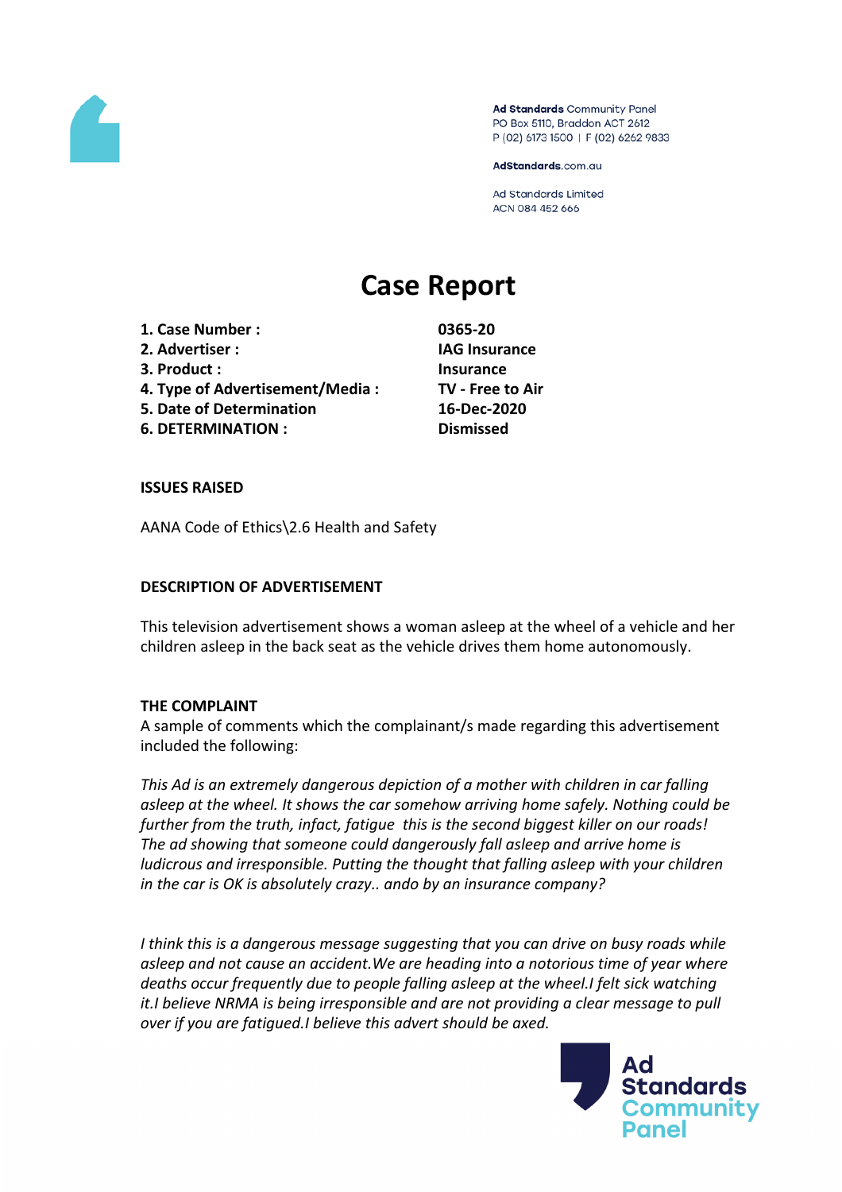Ad Standards Community Panel
PO Box 5110, Braddon ACT 2612
P (02) 6173 1500 | F (02) 6262 9833

AdStandards.com.au

Ad Standards Limited
ACN 084 452 666

# Case Report

| | |
|---|---|
| **1. Case Number :** | **0365-20** |
| **2. Advertiser :** | **IAG Insurance** |
| **3. Product :** | **Insurance** |
| **4. Type of Advertisement/Media :** | **TV - Free to Air** |
| **5. Date of Determination** | **16-Dec-2020** |
| **6. DETERMINATION :** | **Dismissed** |

### ISSUES RAISED

AANA Code of Ethics\2.6 Health and Safety

### DESCRIPTION OF ADVERTISEMENT

This television advertisement shows a woman asleep at the wheel of a vehicle and her children asleep in the back seat as the vehicle drives them home autonomously.

### THE COMPLAINT

A sample of comments which the complainant/s made regarding this advertisement included the following:

*This Ad is an extremely dangerous depiction of a mother with children in car falling asleep at the wheel. It shows the car somehow arriving home safely. Nothing could be further from the truth, infact, fatigue this is the second biggest killer on our roads! The ad showing that someone could dangerously fall asleep and arrive home is ludicrous and irresponsible. Putting the thought that falling asleep with your children in the car is OK is absolutely crazy.. ando by an insurance company?*

*I think this is a dangerous message suggesting that you can drive on busy roads while asleep and not cause an accident.We are heading into a notorious time of year where deaths occur frequently due to people falling asleep at the wheel.I felt sick watching it.I believe NRMA is being irresponsible and are not providing a clear message to pull over if you are fatigued.I believe this advert should be axed.*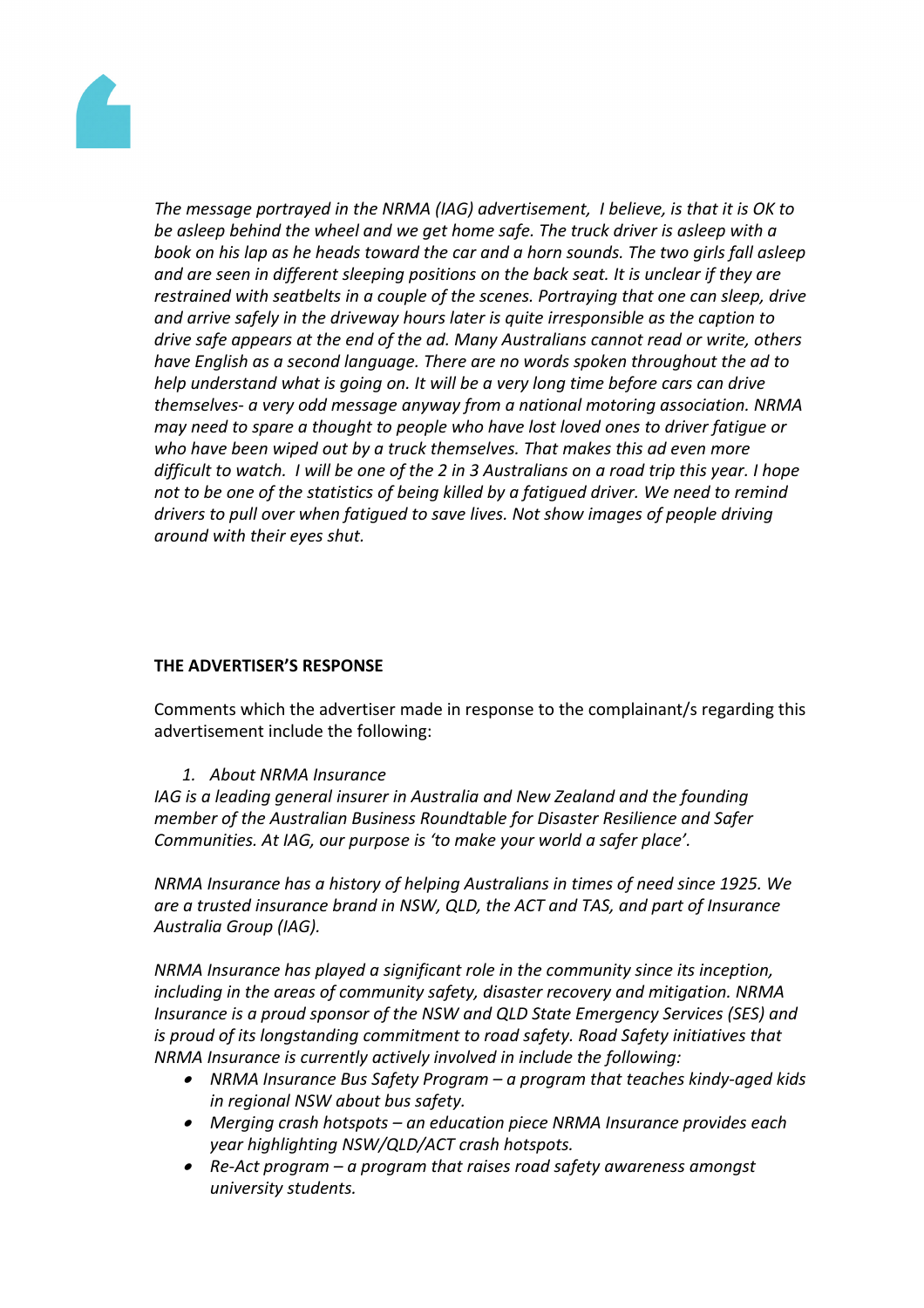*The message portrayed in the NRMA (IAG) advertisement, I believe, is that it is OK to be asleep behind the wheel and we get home safe. The truck driver is asleep with a book on his lap as he heads toward the car and a horn sounds. The two girls fall asleep and are seen in different sleeping positions on the back seat. It is unclear if they are restrained with seatbelts in a couple of the scenes. Portraying that one can sleep, drive and arrive safely in the driveway hours later is quite irresponsible as the caption to drive safe appears at the end of the ad. Many Australians cannot read or write, others have English as a second language. There are no words spoken throughout the ad to help understand what is going on. It will be a very long time before cars can drive themselves- a very odd message anyway from a national motoring association. NRMA may need to spare a thought to people who have lost loved ones to driver fatigue or who have been wiped out by a truck themselves. That makes this ad even more difficult to watch. I will be one of the 2 in 3 Australians on a road trip this year. I hope not to be one of the statistics of being killed by a fatigued driver. We need to remind drivers to pull over when fatigued to save lives. Not show images of people driving around with their eyes shut.*

**THE ADVERTISER'S RESPONSE**

Comments which the advertiser made in response to the complainant/s regarding this advertisement include the following:

1. *About NRMA Insurance*

*IAG is a leading general insurer in Australia and New Zealand and the founding member of the Australian Business Roundtable for Disaster Resilience and Safer Communities. At IAG, our purpose is 'to make your world a safer place'.*

*NRMA Insurance has a history of helping Australians in times of need since 1925. We are a trusted insurance brand in NSW, QLD, the ACT and TAS, and part of Insurance Australia Group (IAG).*

*NRMA Insurance has played a significant role in the community since its inception, including in the areas of community safety, disaster recovery and mitigation. NRMA Insurance is a proud sponsor of the NSW and QLD State Emergency Services (SES) and is proud of its longstanding commitment to road safety. Road Safety initiatives that NRMA Insurance is currently actively involved in include the following:*

- *NRMA Insurance Bus Safety Program – a program that teaches kindy-aged kids in regional NSW about bus safety.*
- *Merging crash hotspots – an education piece NRMA Insurance provides each year highlighting NSW/QLD/ACT crash hotspots.*
- *Re-Act program – a program that raises road safety awareness amongst university students.*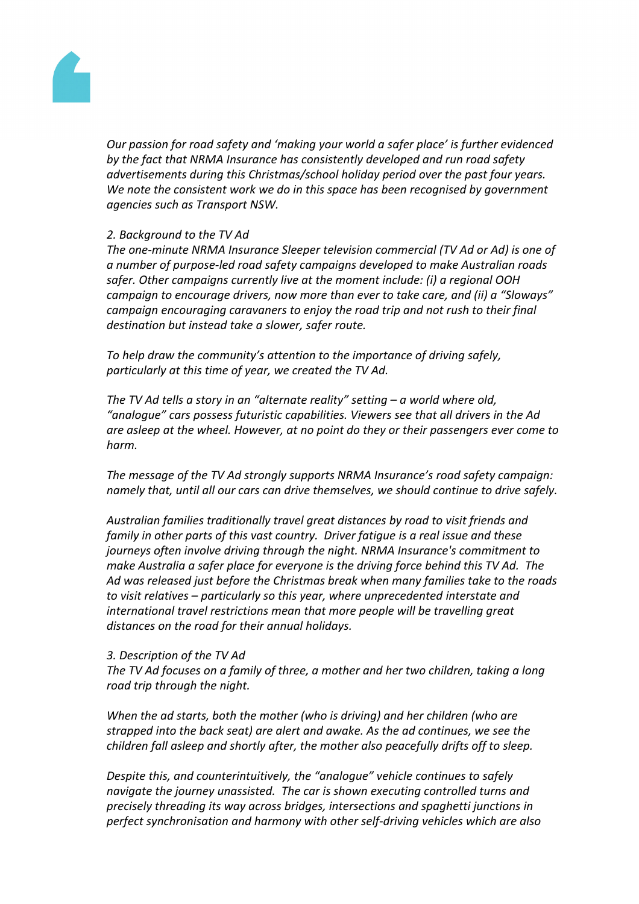*Our passion for road safety and 'making your world a safer place' is further evidenced by the fact that NRMA Insurance has consistently developed and run road safety advertisements during this Christmas/school holiday period over the past four years. We note the consistent work we do in this space has been recognised by government agencies such as Transport NSW.*

*2. Background to the TV Ad*

*The one-minute NRMA Insurance Sleeper television commercial (TV Ad or Ad) is one of a number of purpose-led road safety campaigns developed to make Australian roads safer. Other campaigns currently live at the moment include: (i) a regional OOH campaign to encourage drivers, now more than ever to take care, and (ii) a "Sloways" campaign encouraging caravaners to enjoy the road trip and not rush to their final destination but instead take a slower, safer route.*

*To help draw the community's attention to the importance of driving safely, particularly at this time of year, we created the TV Ad.*

*The TV Ad tells a story in an "alternate reality" setting – a world where old, "analogue" cars possess futuristic capabilities. Viewers see that all drivers in the Ad are asleep at the wheel. However, at no point do they or their passengers ever come to harm.*

*The message of the TV Ad strongly supports NRMA Insurance's road safety campaign: namely that, until all our cars can drive themselves, we should continue to drive safely.*

*Australian families traditionally travel great distances by road to visit friends and family in other parts of this vast country. Driver fatigue is a real issue and these journeys often involve driving through the night. NRMA Insurance's commitment to make Australia a safer place for everyone is the driving force behind this TV Ad. The Ad was released just before the Christmas break when many families take to the roads to visit relatives – particularly so this year, where unprecedented interstate and international travel restrictions mean that more people will be travelling great distances on the road for their annual holidays.*

*3. Description of the TV Ad*

*The TV Ad focuses on a family of three, a mother and her two children, taking a long road trip through the night.*

*When the ad starts, both the mother (who is driving) and her children (who are strapped into the back seat) are alert and awake. As the ad continues, we see the children fall asleep and shortly after, the mother also peacefully drifts off to sleep.*

*Despite this, and counterintuitively, the "analogue" vehicle continues to safely navigate the journey unassisted. The car is shown executing controlled turns and precisely threading its way across bridges, intersections and spaghetti junctions in perfect synchronisation and harmony with other self-driving vehicles which are also*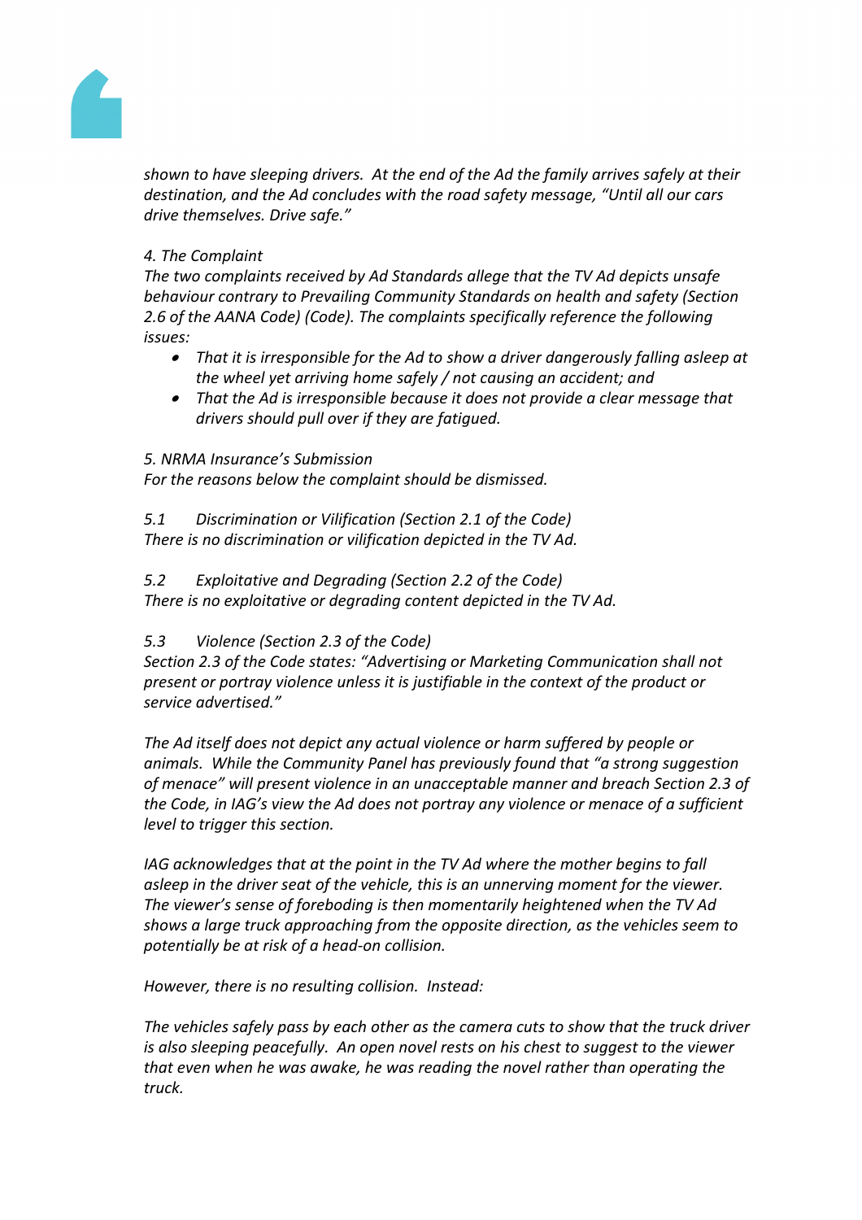*shown to have sleeping drivers. At the end of the Ad the family arrives safely at their destination, and the Ad concludes with the road safety message, "Until all our cars drive themselves. Drive safe."*

*4. The Complaint*
*The two complaints received by Ad Standards allege that the TV Ad depicts unsafe behaviour contrary to Prevailing Community Standards on health and safety (Section 2.6 of the AANA Code) (Code). The complaints specifically reference the following issues:*

- *That it is irresponsible for the Ad to show a driver dangerously falling asleep at the wheel yet arriving home safely / not causing an accident; and*
- *That the Ad is irresponsible because it does not provide a clear message that drivers should pull over if they are fatigued.*

*5. NRMA Insurance's Submission*
*For the reasons below the complaint should be dismissed.*

*5.1 Discrimination or Vilification (Section 2.1 of the Code)*
*There is no discrimination or vilification depicted in the TV Ad.*

*5.2 Exploitative and Degrading (Section 2.2 of the Code)*
*There is no exploitative or degrading content depicted in the TV Ad.*

*5.3 Violence (Section 2.3 of the Code)*
*Section 2.3 of the Code states: "Advertising or Marketing Communication shall not present or portray violence unless it is justifiable in the context of the product or service advertised."*

*The Ad itself does not depict any actual violence or harm suffered by people or animals. While the Community Panel has previously found that "a strong suggestion of menace" will present violence in an unacceptable manner and breach Section 2.3 of the Code, in IAG's view the Ad does not portray any violence or menace of a sufficient level to trigger this section.*

*IAG acknowledges that at the point in the TV Ad where the mother begins to fall asleep in the driver seat of the vehicle, this is an unnerving moment for the viewer. The viewer's sense of foreboding is then momentarily heightened when the TV Ad shows a large truck approaching from the opposite direction, as the vehicles seem to potentially be at risk of a head-on collision.*

*However, there is no resulting collision. Instead:*

*The vehicles safely pass by each other as the camera cuts to show that the truck driver is also sleeping peacefully. An open novel rests on his chest to suggest to the viewer that even when he was awake, he was reading the novel rather than operating the truck.*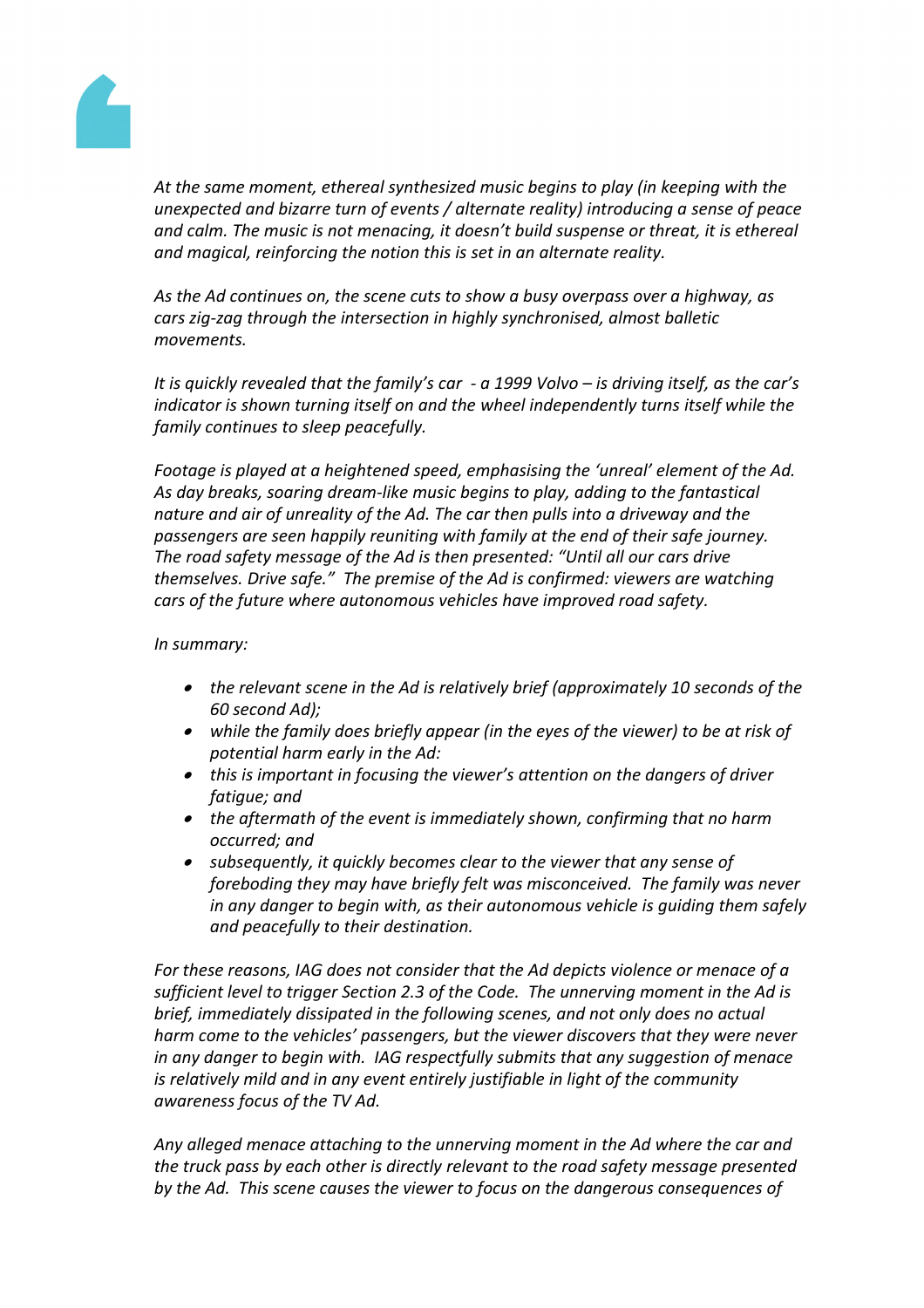*At the same moment, ethereal synthesized music begins to play (in keeping with the unexpected and bizarre turn of events / alternate reality) introducing a sense of peace and calm. The music is not menacing, it doesn't build suspense or threat, it is ethereal and magical, reinforcing the notion this is set in an alternate reality.*

*As the Ad continues on, the scene cuts to show a busy overpass over a highway, as cars zig-zag through the intersection in highly synchronised, almost balletic movements.*

*It is quickly revealed that the family's car - a 1999 Volvo – is driving itself, as the car's indicator is shown turning itself on and the wheel independently turns itself while the family continues to sleep peacefully.*

*Footage is played at a heightened speed, emphasising the 'unreal' element of the Ad. As day breaks, soaring dream-like music begins to play, adding to the fantastical nature and air of unreality of the Ad. The car then pulls into a driveway and the passengers are seen happily reuniting with family at the end of their safe journey. The road safety message of the Ad is then presented: "Until all our cars drive themselves. Drive safe." The premise of the Ad is confirmed: viewers are watching cars of the future where autonomous vehicles have improved road safety.*

*In summary:*

- *the relevant scene in the Ad is relatively brief (approximately 10 seconds of the 60 second Ad);*
- *while the family does briefly appear (in the eyes of the viewer) to be at risk of potential harm early in the Ad:*
- *this is important in focusing the viewer's attention on the dangers of driver fatigue; and*
- *the aftermath of the event is immediately shown, confirming that no harm occurred; and*
- *subsequently, it quickly becomes clear to the viewer that any sense of foreboding they may have briefly felt was misconceived. The family was never in any danger to begin with, as their autonomous vehicle is guiding them safely and peacefully to their destination.*

*For these reasons, IAG does not consider that the Ad depicts violence or menace of a sufficient level to trigger Section 2.3 of the Code. The unnerving moment in the Ad is brief, immediately dissipated in the following scenes, and not only does no actual harm come to the vehicles' passengers, but the viewer discovers that they were never in any danger to begin with. IAG respectfully submits that any suggestion of menace is relatively mild and in any event entirely justifiable in light of the community awareness focus of the TV Ad.*

*Any alleged menace attaching to the unnerving moment in the Ad where the car and the truck pass by each other is directly relevant to the road safety message presented by the Ad. This scene causes the viewer to focus on the dangerous consequences of*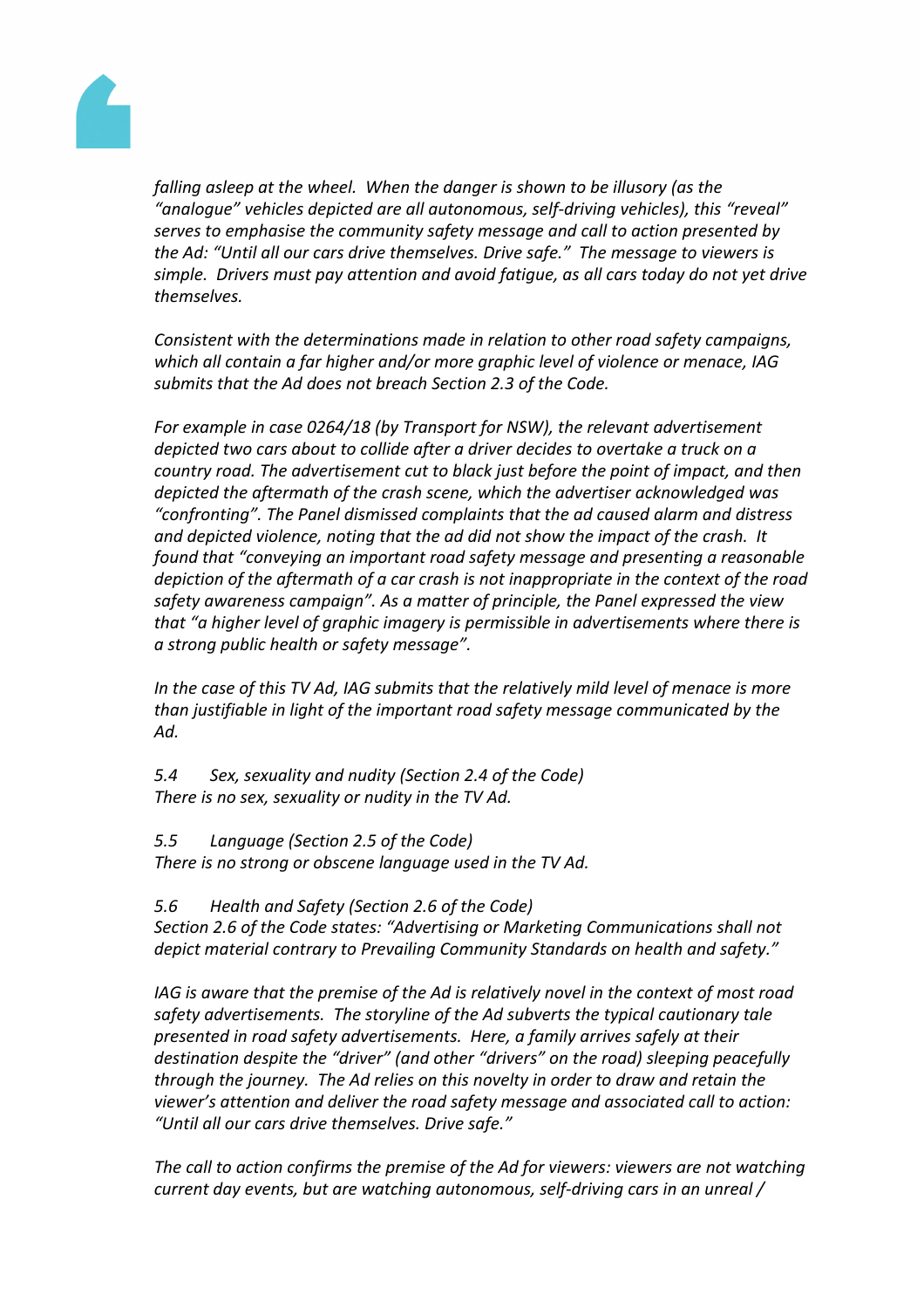*falling asleep at the wheel. When the danger is shown to be illusory (as the "analogue" vehicles depicted are all autonomous, self-driving vehicles), this "reveal" serves to emphasise the community safety message and call to action presented by the Ad: "Until all our cars drive themselves. Drive safe." The message to viewers is simple. Drivers must pay attention and avoid fatigue, as all cars today do not yet drive themselves.*

*Consistent with the determinations made in relation to other road safety campaigns, which all contain a far higher and/or more graphic level of violence or menace, IAG submits that the Ad does not breach Section 2.3 of the Code.*

*For example in case 0264/18 (by Transport for NSW), the relevant advertisement depicted two cars about to collide after a driver decides to overtake a truck on a country road. The advertisement cut to black just before the point of impact, and then depicted the aftermath of the crash scene, which the advertiser acknowledged was "confronting". The Panel dismissed complaints that the ad caused alarm and distress and depicted violence, noting that the ad did not show the impact of the crash. It found that "conveying an important road safety message and presenting a reasonable depiction of the aftermath of a car crash is not inappropriate in the context of the road safety awareness campaign". As a matter of principle, the Panel expressed the view that "a higher level of graphic imagery is permissible in advertisements where there is a strong public health or safety message".*

*In the case of this TV Ad, IAG submits that the relatively mild level of menace is more than justifiable in light of the important road safety message communicated by the Ad.*

*5.4 Sex, sexuality and nudity (Section 2.4 of the Code)*
*There is no sex, sexuality or nudity in the TV Ad.*

*5.5 Language (Section 2.5 of the Code)*
*There is no strong or obscene language used in the TV Ad.*

*5.6 Health and Safety (Section 2.6 of the Code)*
*Section 2.6 of the Code states: "Advertising or Marketing Communications shall not depict material contrary to Prevailing Community Standards on health and safety."*

*IAG is aware that the premise of the Ad is relatively novel in the context of most road safety advertisements. The storyline of the Ad subverts the typical cautionary tale presented in road safety advertisements. Here, a family arrives safely at their destination despite the "driver" (and other "drivers" on the road) sleeping peacefully through the journey. The Ad relies on this novelty in order to draw and retain the viewer's attention and deliver the road safety message and associated call to action: "Until all our cars drive themselves. Drive safe."*

*The call to action confirms the premise of the Ad for viewers: viewers are not watching current day events, but are watching autonomous, self-driving cars in an unreal /*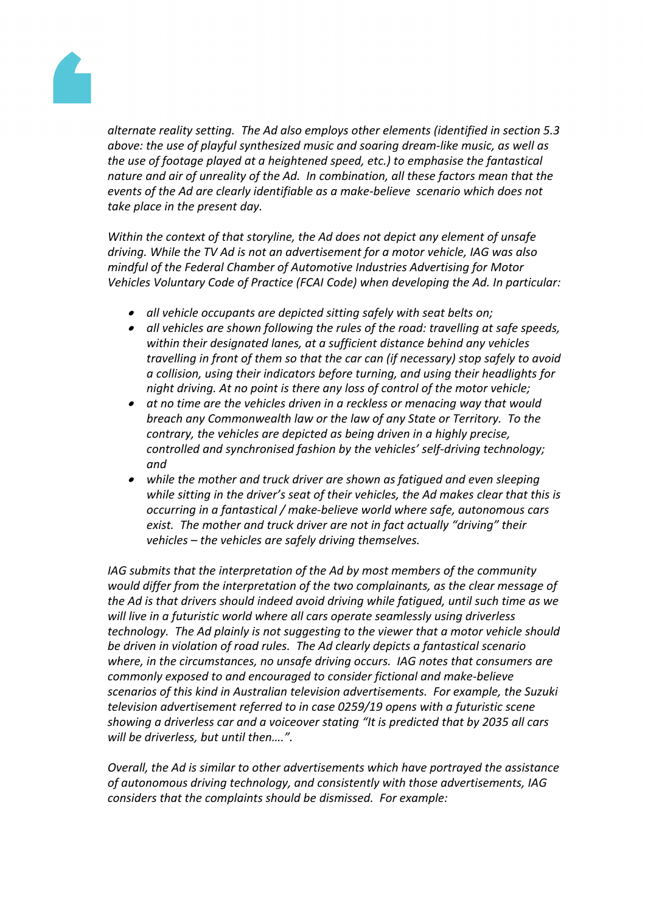*alternate reality setting. The Ad also employs other elements (identified in section 5.3 above: the use of playful synthesized music and soaring dream-like music, as well as the use of footage played at a heightened speed, etc.) to emphasise the fantastical nature and air of unreality of the Ad. In combination, all these factors mean that the events of the Ad are clearly identifiable as a make-believe scenario which does not take place in the present day.*

*Within the context of that storyline, the Ad does not depict any element of unsafe driving. While the TV Ad is not an advertisement for a motor vehicle, IAG was also mindful of the Federal Chamber of Automotive Industries Advertising for Motor Vehicles Voluntary Code of Practice (FCAI Code) when developing the Ad. In particular:*

- *all vehicle occupants are depicted sitting safely with seat belts on;*
- *all vehicles are shown following the rules of the road: travelling at safe speeds, within their designated lanes, at a sufficient distance behind any vehicles travelling in front of them so that the car can (if necessary) stop safely to avoid a collision, using their indicators before turning, and using their headlights for night driving. At no point is there any loss of control of the motor vehicle;*
- *at no time are the vehicles driven in a reckless or menacing way that would breach any Commonwealth law or the law of any State or Territory. To the contrary, the vehicles are depicted as being driven in a highly precise, controlled and synchronised fashion by the vehicles' self-driving technology; and*
- *while the mother and truck driver are shown as fatigued and even sleeping while sitting in the driver's seat of their vehicles, the Ad makes clear that this is occurring in a fantastical / make-believe world where safe, autonomous cars exist. The mother and truck driver are not in fact actually "driving" their vehicles – the vehicles are safely driving themselves.*

*IAG submits that the interpretation of the Ad by most members of the community would differ from the interpretation of the two complainants, as the clear message of the Ad is that drivers should indeed avoid driving while fatigued, until such time as we will live in a futuristic world where all cars operate seamlessly using driverless technology. The Ad plainly is not suggesting to the viewer that a motor vehicle should be driven in violation of road rules. The Ad clearly depicts a fantastical scenario where, in the circumstances, no unsafe driving occurs. IAG notes that consumers are commonly exposed to and encouraged to consider fictional and make-believe scenarios of this kind in Australian television advertisements. For example, the Suzuki television advertisement referred to in case 0259/19 opens with a futuristic scene showing a driverless car and a voiceover stating "It is predicted that by 2035 all cars will be driverless, but until then….".*

*Overall, the Ad is similar to other advertisements which have portrayed the assistance of autonomous driving technology, and consistently with those advertisements, IAG considers that the complaints should be dismissed. For example:*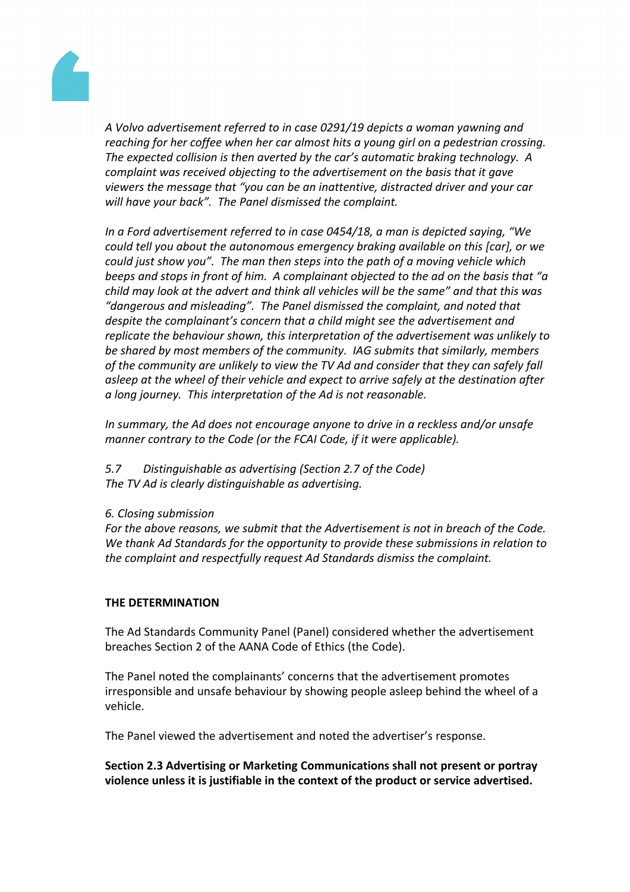*A Volvo advertisement referred to in case 0291/19 depicts a woman yawning and reaching for her coffee when her car almost hits a young girl on a pedestrian crossing. The expected collision is then averted by the car's automatic braking technology. A complaint was received objecting to the advertisement on the basis that it gave viewers the message that "you can be an inattentive, distracted driver and your car will have your back". The Panel dismissed the complaint.*

*In a Ford advertisement referred to in case 0454/18, a man is depicted saying, "We could tell you about the autonomous emergency braking available on this [car], or we could just show you". The man then steps into the path of a moving vehicle which beeps and stops in front of him. A complainant objected to the ad on the basis that "a child may look at the advert and think all vehicles will be the same" and that this was "dangerous and misleading". The Panel dismissed the complaint, and noted that despite the complainant's concern that a child might see the advertisement and replicate the behaviour shown, this interpretation of the advertisement was unlikely to be shared by most members of the community. IAG submits that similarly, members of the community are unlikely to view the TV Ad and consider that they can safely fall asleep at the wheel of their vehicle and expect to arrive safely at the destination after a long journey. This interpretation of the Ad is not reasonable.*

*In summary, the Ad does not encourage anyone to drive in a reckless and/or unsafe manner contrary to the Code (or the FCAI Code, if it were applicable).*

*5.7 Distinguishable as advertising (Section 2.7 of the Code)*
*The TV Ad is clearly distinguishable as advertising.*

*6. Closing submission*
*For the above reasons, we submit that the Advertisement is not in breach of the Code. We thank Ad Standards for the opportunity to provide these submissions in relation to the complaint and respectfully request Ad Standards dismiss the complaint.*

**THE DETERMINATION**

The Ad Standards Community Panel (Panel) considered whether the advertisement breaches Section 2 of the AANA Code of Ethics (the Code).

The Panel noted the complainants' concerns that the advertisement promotes irresponsible and unsafe behaviour by showing people asleep behind the wheel of a vehicle.

The Panel viewed the advertisement and noted the advertiser's response.

**Section 2.3 Advertising or Marketing Communications shall not present or portray violence unless it is justifiable in the context of the product or service advertised.**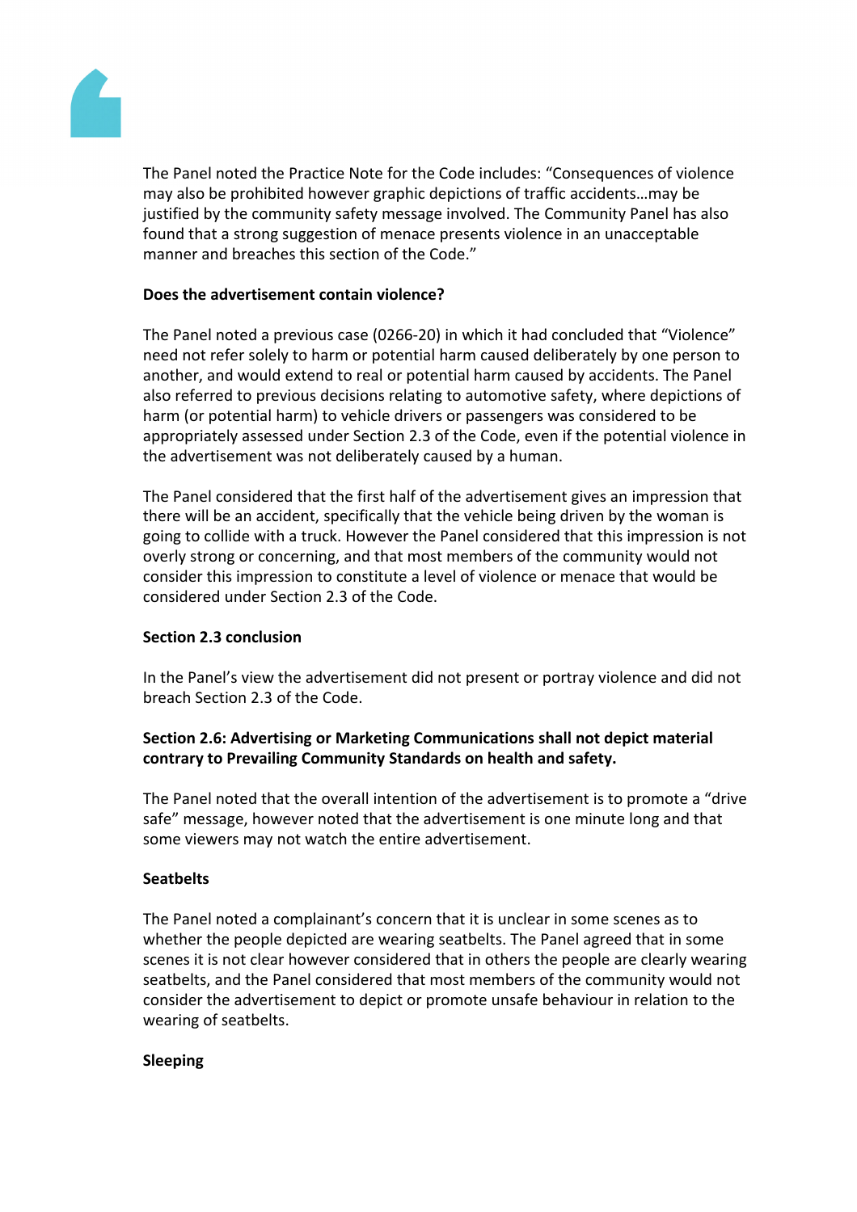The Panel noted the Practice Note for the Code includes: "Consequences of violence may also be prohibited however graphic depictions of traffic accidents…may be justified by the community safety message involved. The Community Panel has also found that a strong suggestion of menace presents violence in an unacceptable manner and breaches this section of the Code."

**Does the advertisement contain violence?**

The Panel noted a previous case (0266-20) in which it had concluded that "Violence" need not refer solely to harm or potential harm caused deliberately by one person to another, and would extend to real or potential harm caused by accidents. The Panel also referred to previous decisions relating to automotive safety, where depictions of harm (or potential harm) to vehicle drivers or passengers was considered to be appropriately assessed under Section 2.3 of the Code, even if the potential violence in the advertisement was not deliberately caused by a human.

The Panel considered that the first half of the advertisement gives an impression that there will be an accident, specifically that the vehicle being driven by the woman is going to collide with a truck. However the Panel considered that this impression is not overly strong or concerning, and that most members of the community would not consider this impression to constitute a level of violence or menace that would be considered under Section 2.3 of the Code.

**Section 2.3 conclusion**

In the Panel's view the advertisement did not present or portray violence and did not breach Section 2.3 of the Code.

**Section 2.6: Advertising or Marketing Communications shall not depict material contrary to Prevailing Community Standards on health and safety.**

The Panel noted that the overall intention of the advertisement is to promote a "drive safe" message, however noted that the advertisement is one minute long and that some viewers may not watch the entire advertisement.

**Seatbelts**

The Panel noted a complainant's concern that it is unclear in some scenes as to whether the people depicted are wearing seatbelts. The Panel agreed that in some scenes it is not clear however considered that in others the people are clearly wearing seatbelts, and the Panel considered that most members of the community would not consider the advertisement to depict or promote unsafe behaviour in relation to the wearing of seatbelts.

**Sleeping**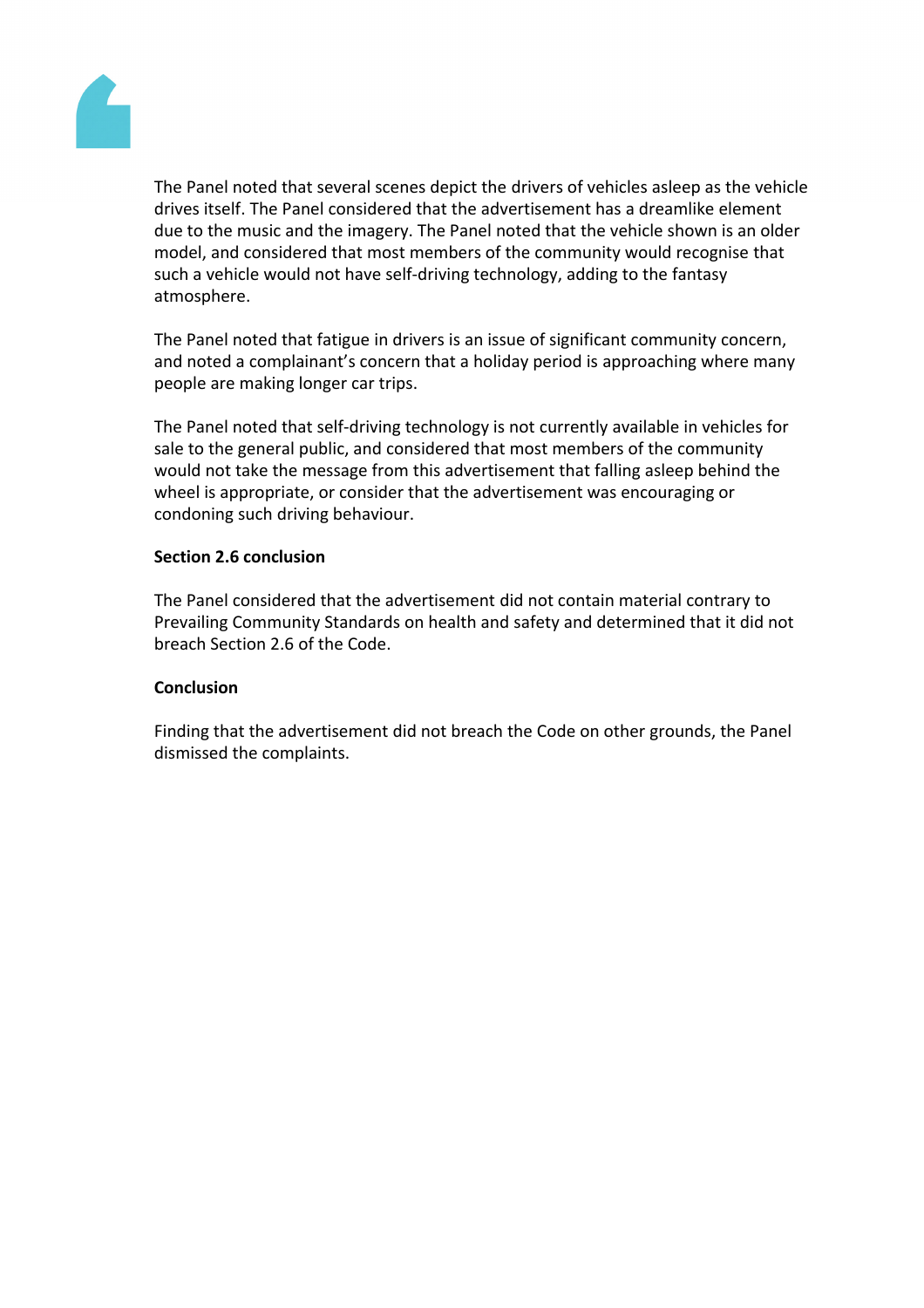The Panel noted that several scenes depict the drivers of vehicles asleep as the vehicle drives itself. The Panel considered that the advertisement has a dreamlike element due to the music and the imagery. The Panel noted that the vehicle shown is an older model, and considered that most members of the community would recognise that such a vehicle would not have self-driving technology, adding to the fantasy atmosphere.

The Panel noted that fatigue in drivers is an issue of significant community concern, and noted a complainant's concern that a holiday period is approaching where many people are making longer car trips.

The Panel noted that self-driving technology is not currently available in vehicles for sale to the general public, and considered that most members of the community would not take the message from this advertisement that falling asleep behind the wheel is appropriate, or consider that the advertisement was encouraging or condoning such driving behaviour.

**Section 2.6 conclusion**

The Panel considered that the advertisement did not contain material contrary to Prevailing Community Standards on health and safety and determined that it did not breach Section 2.6 of the Code.

**Conclusion**

Finding that the advertisement did not breach the Code on other grounds, the Panel dismissed the complaints.